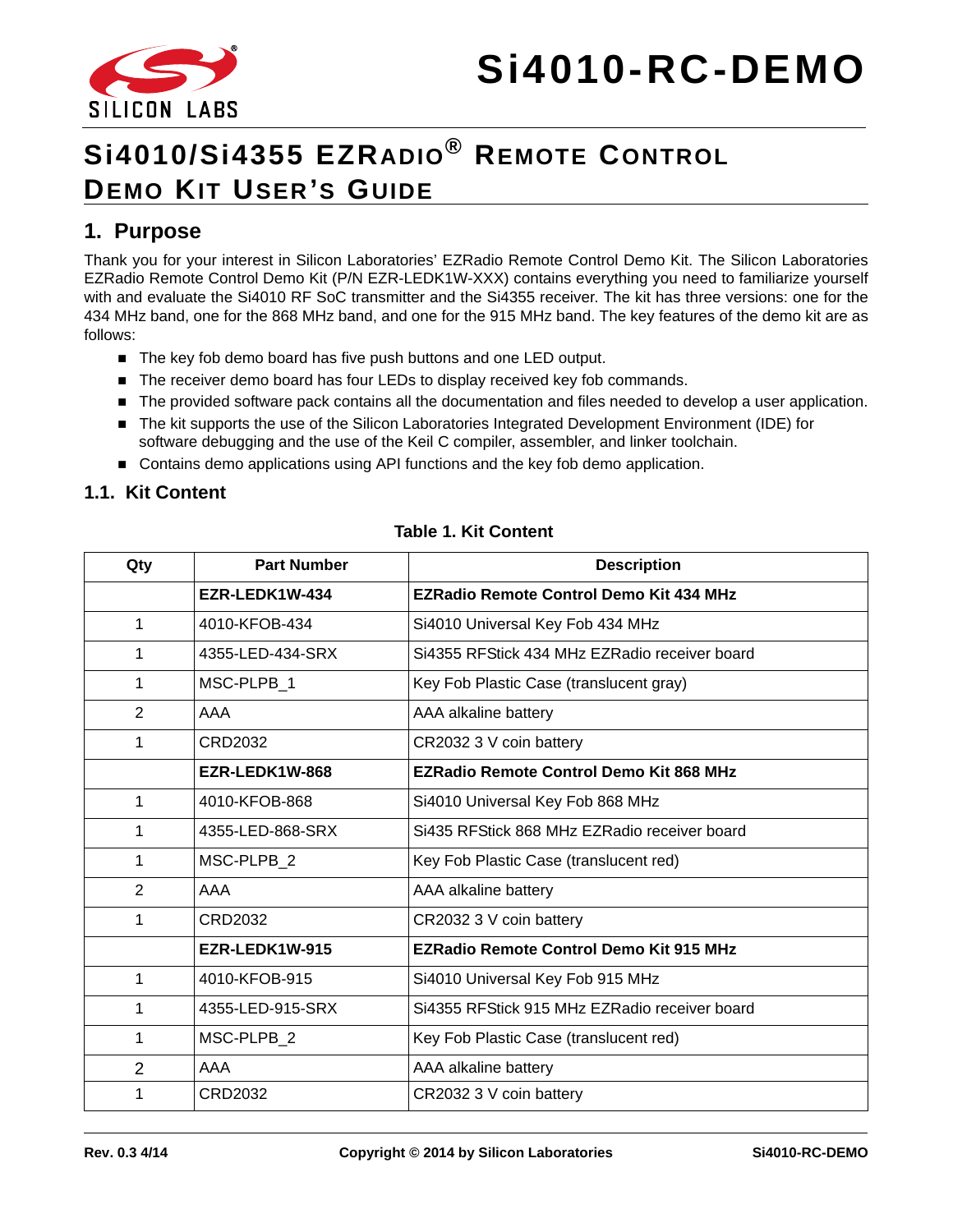# Si4010-RC-DEMO

# Si4010/Si4355 EZRadio® Remote Control Demo Kit User's Guide

## 1. Purpose

Thank you for your interest in Silicon Laboratories' EZRadio Remote Control Demo Kit. The Silicon Laboratories EZRadio Remote Control Demo Kit (P/N EZR-LEDK1W-XXX) contains everything you need to familiarize yourself with and evaluate the Si4010 RF SoC transmitter and the Si4355 receiver. The kit has three versions: one for the 434 MHz band, one for the 868 MHz band, and one for the 915 MHz band. The key features of the demo kit are as follows:

- The key fob demo board has five push buttons and one LED output.
- The receiver demo board has four LEDs to display received key fob commands.
- The provided software pack contains all the documentation and files needed to develop a user application.
- The kit supports the use of the Silicon Laboratories Integrated Development Environment (IDE) for software debugging and the use of the Keil C compiler, assembler, and linker toolchain.
- Contains demo applications using API functions and the key fob demo application.

### 1.1. Kit Content

**Table 1. Kit Content**

| Qty | Part Number | Description |
|---|---|---|
| | **EZR-LEDK1W-434** | **EZRadio Remote Control Demo Kit 434 MHz** |
| 1 | 4010-KFOB-434 | Si4010 Universal Key Fob 434 MHz |
| 1 | 4355-LED-434-SRX | Si4355 RFStick 434 MHz EZRadio receiver board |
| 1 | MSC-PLPB_1 | Key Fob Plastic Case (translucent gray) |
| 2 | AAA | AAA alkaline battery |
| 1 | CRD2032 | CR2032 3 V coin battery |
| | **EZR-LEDK1W-868** | **EZRadio Remote Control Demo Kit 868 MHz** |
| 1 | 4010-KFOB-868 | Si4010 Universal Key Fob 868 MHz |
| 1 | 4355-LED-868-SRX | Si435 RFStick 868 MHz EZRadio receiver board |
| 1 | MSC-PLPB_2 | Key Fob Plastic Case (translucent red) |
| 2 | AAA | AAA alkaline battery |
| 1 | CRD2032 | CR2032 3 V coin battery |
| | **EZR-LEDK1W-915** | **EZRadio Remote Control Demo Kit 915 MHz** |
| 1 | 4010-KFOB-915 | Si4010 Universal Key Fob 915 MHz |
| 1 | 4355-LED-915-SRX | Si4355 RFStick 915 MHz EZRadio receiver board |
| 1 | MSC-PLPB_2 | Key Fob Plastic Case (translucent red) |
| 2 | AAA | AAA alkaline battery |
| 1 | CRD2032 | CR2032 3 V coin battery |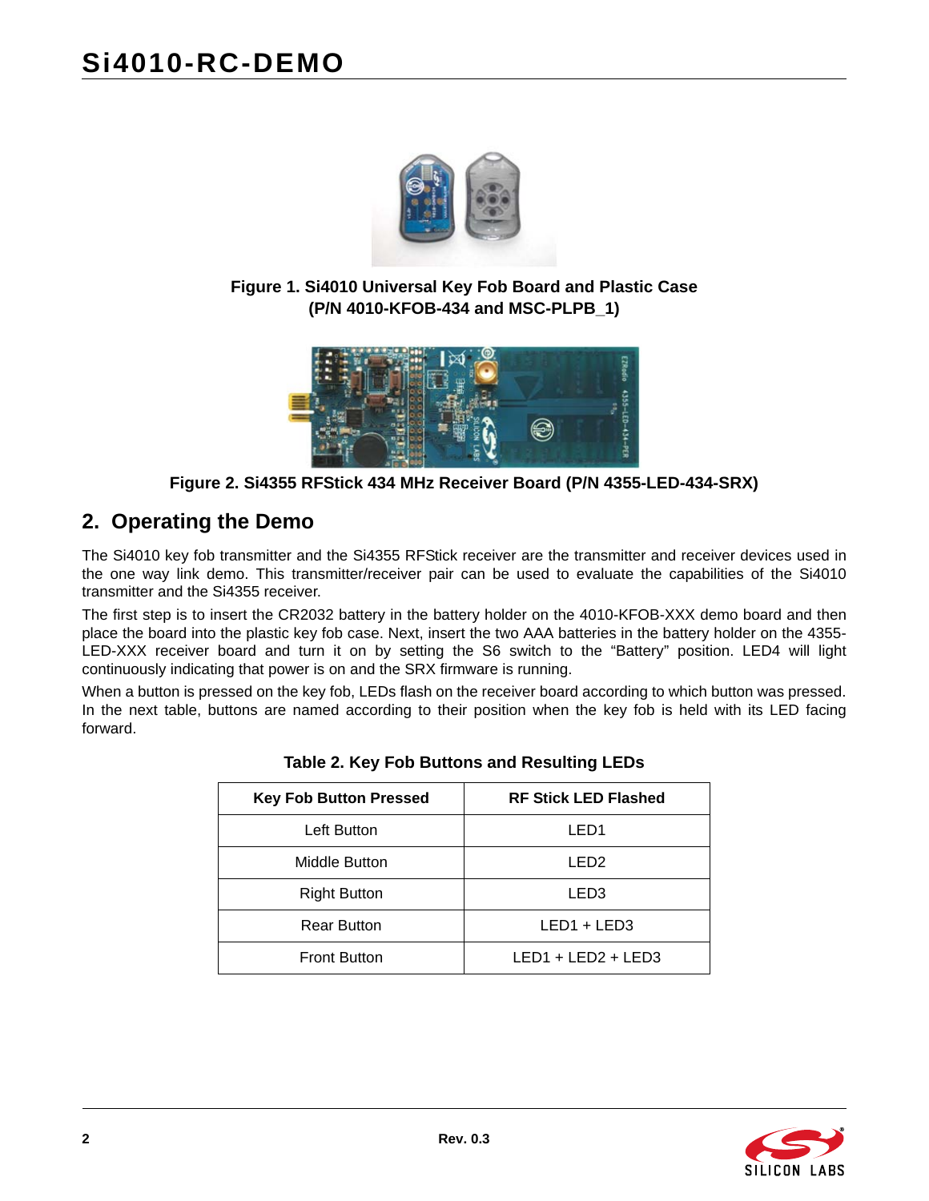Figure 1. Si4010 Universal Key Fob Board and Plastic Case (P/N 4010-KFOB-434 and MSC-PLPB_1)

Figure 2. Si4355 RFStick 434 MHz Receiver Board (P/N 4355-LED-434-SRX)

## 2. Operating the Demo

The Si4010 key fob transmitter and the Si4355 RFStick receiver are the transmitter and receiver devices used in the one way link demo. This transmitter/receiver pair can be used to evaluate the capabilities of the Si4010 transmitter and the Si4355 receiver.

The first step is to insert the CR2032 battery in the battery holder on the 4010-KFOB-XXX demo board and then place the board into the plastic key fob case. Next, insert the two AAA batteries in the battery holder on the 4355-LED-XXX receiver board and turn it on by setting the S6 switch to the “Battery” position. LED4 will light continuously indicating that power is on and the SRX firmware is running.

When a button is pressed on the key fob, LEDs flash on the receiver board according to which button was pressed. In the next table, buttons are named according to their position when the key fob is held with its LED facing forward.

**Table 2. Key Fob Buttons and Resulting LEDs**

| Key Fob Button Pressed | RF Stick LED Flashed |
|---|---|
| Left Button | LED1 |
| Middle Button | LED2 |
| Right Button | LED3 |
| Rear Button | LED1 + LED3 |
| Front Button | LED1 + LED2 + LED3 |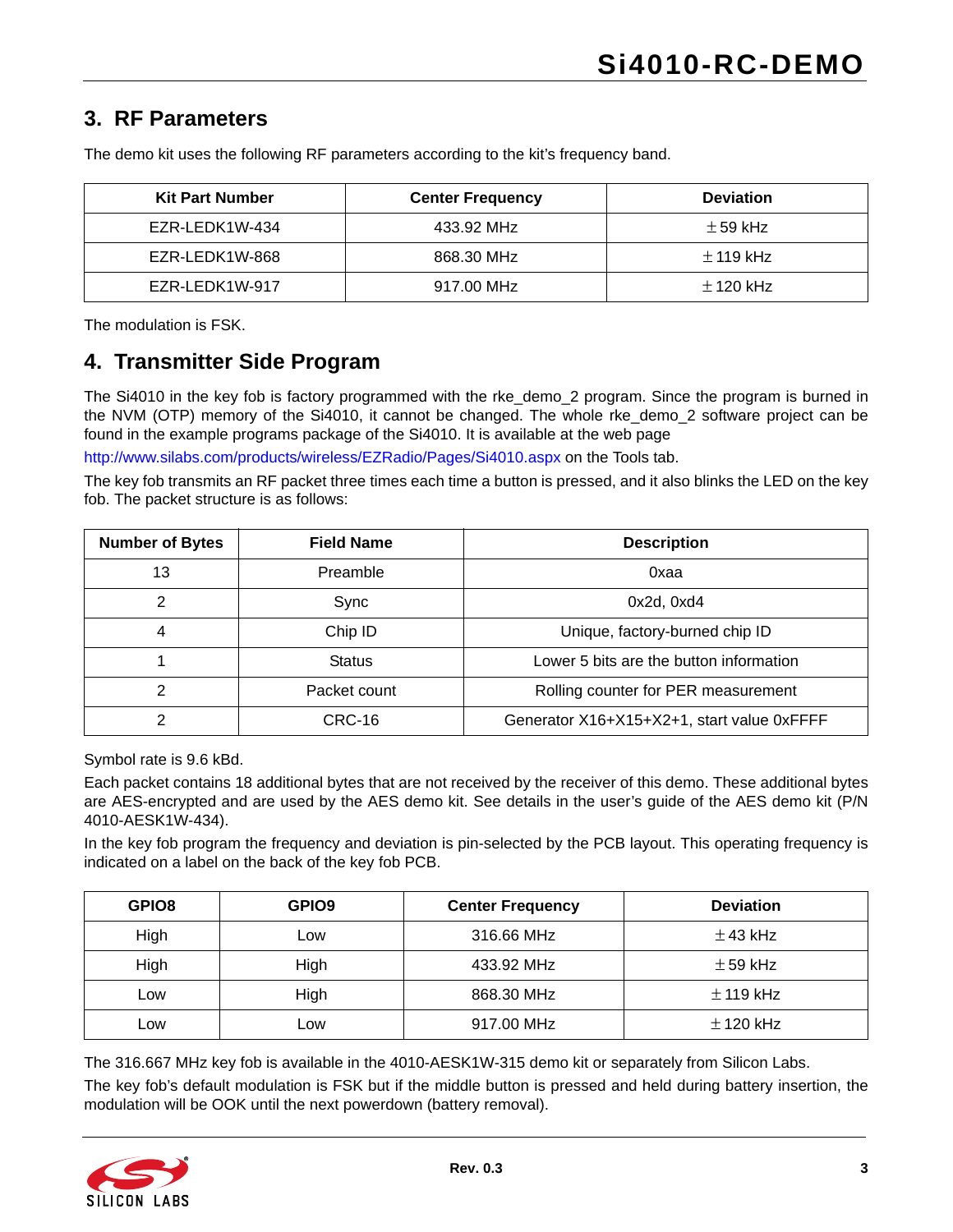## 3. RF Parameters

The demo kit uses the following RF parameters according to the kit's frequency band.

| Kit Part Number | Center Frequency | Deviation |
|---|---|---|
| EZR-LEDK1W-434 | 433.92 MHz | ±59 kHz |
| EZR-LEDK1W-868 | 868.30 MHz | ±119 kHz |
| EZR-LEDK1W-917 | 917.00 MHz | ±120 kHz |

The modulation is FSK.

## 4. Transmitter Side Program

The Si4010 in the key fob is factory programmed with the rke_demo_2 program. Since the program is burned in the NVM (OTP) memory of the Si4010, it cannot be changed. The whole rke_demo_2 software project can be found in the example programs package of the Si4010. It is available at the web page

http://www.silabs.com/products/wireless/EZRadio/Pages/Si4010.aspx on the Tools tab.

The key fob transmits an RF packet three times each time a button is pressed, and it also blinks the LED on the key fob. The packet structure is as follows:

| Number of Bytes | Field Name | Description |
|---|---|---|
| 13 | Preamble | 0xaa |
| 2 | Sync | 0x2d, 0xd4 |
| 4 | Chip ID | Unique, factory-burned chip ID |
| 1 | Status | Lower 5 bits are the button information |
| 2 | Packet count | Rolling counter for PER measurement |
| 2 | CRC-16 | Generator X16+X15+X2+1, start value 0xFFFF |

Symbol rate is 9.6 kBd.

Each packet contains 18 additional bytes that are not received by the receiver of this demo. These additional bytes are AES-encrypted and are used by the AES demo kit. See details in the user's guide of the AES demo kit (P/N 4010-AESK1W-434).

In the key fob program the frequency and deviation is pin-selected by the PCB layout. This operating frequency is indicated on a label on the back of the key fob PCB.

| GPIO8 | GPIO9 | Center Frequency | Deviation |
|---|---|---|---|
| High | Low | 316.66 MHz | ±43 kHz |
| High | High | 433.92 MHz | ±59 kHz |
| Low | High | 868.30 MHz | ±119 kHz |
| Low | Low | 917.00 MHz | ±120 kHz |

The 316.667 MHz key fob is available in the 4010-AESK1W-315 demo kit or separately from Silicon Labs.

The key fob's default modulation is FSK but if the middle button is pressed and held during battery insertion, the modulation will be OOK until the next powerdown (battery removal).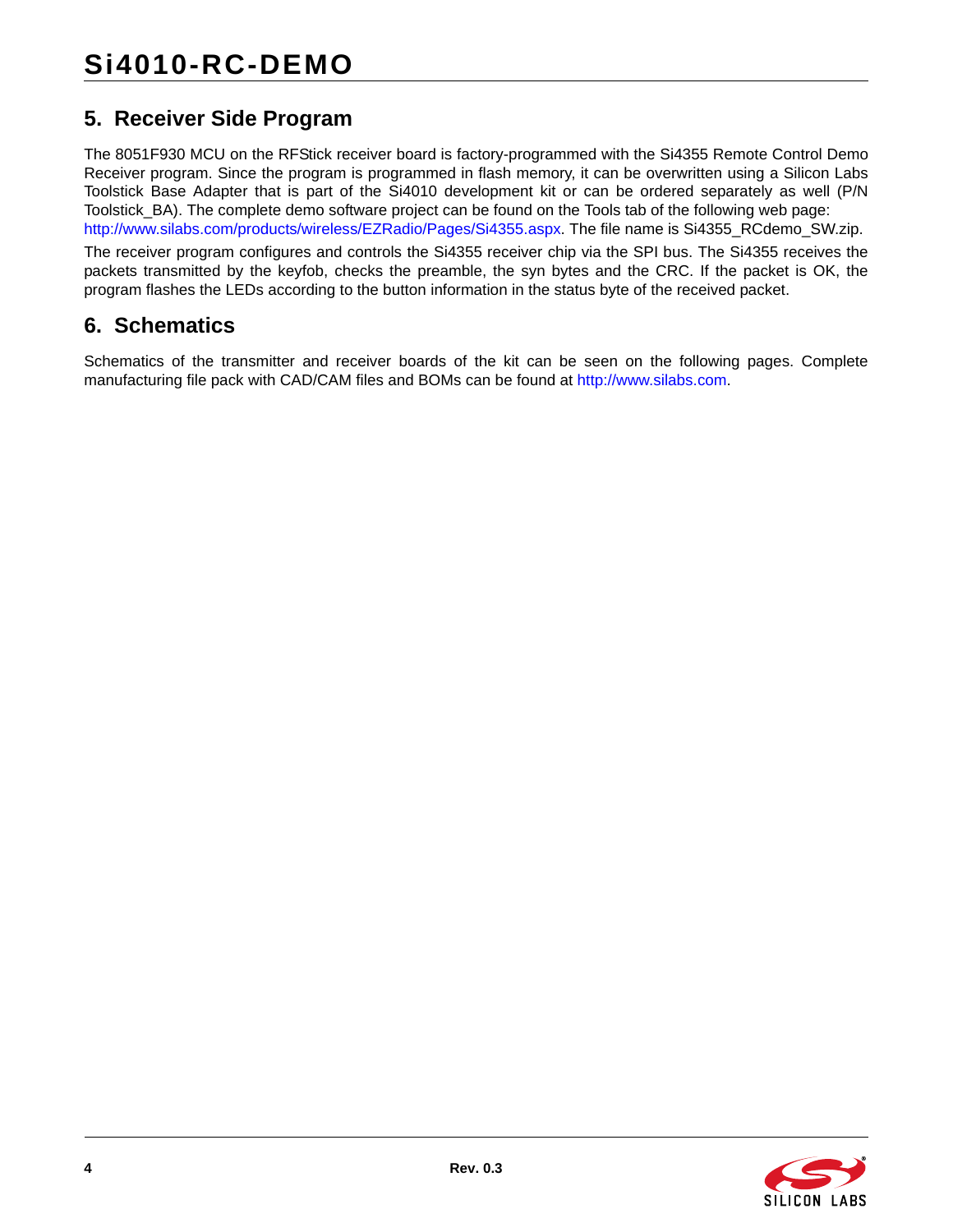## 5. Receiver Side Program

The 8051F930 MCU on the RFStick receiver board is factory-programmed with the Si4355 Remote Control Demo Receiver program. Since the program is programmed in flash memory, it can be overwritten using a Silicon Labs Toolstick Base Adapter that is part of the Si4010 development kit or can be ordered separately as well (P/N Toolstick_BA). The complete demo software project can be found on the Tools tab of the following web page: http://www.silabs.com/products/wireless/EZRadio/Pages/Si4355.aspx. The file name is Si4355_RCdemo_SW.zip.

The receiver program configures and controls the Si4355 receiver chip via the SPI bus. The Si4355 receives the packets transmitted by the keyfob, checks the preamble, the syn bytes and the CRC. If the packet is OK, the program flashes the LEDs according to the button information in the status byte of the received packet.

## 6. Schematics

Schematics of the transmitter and receiver boards of the kit can be seen on the following pages. Complete manufacturing file pack with CAD/CAM files and BOMs can be found at http://www.silabs.com.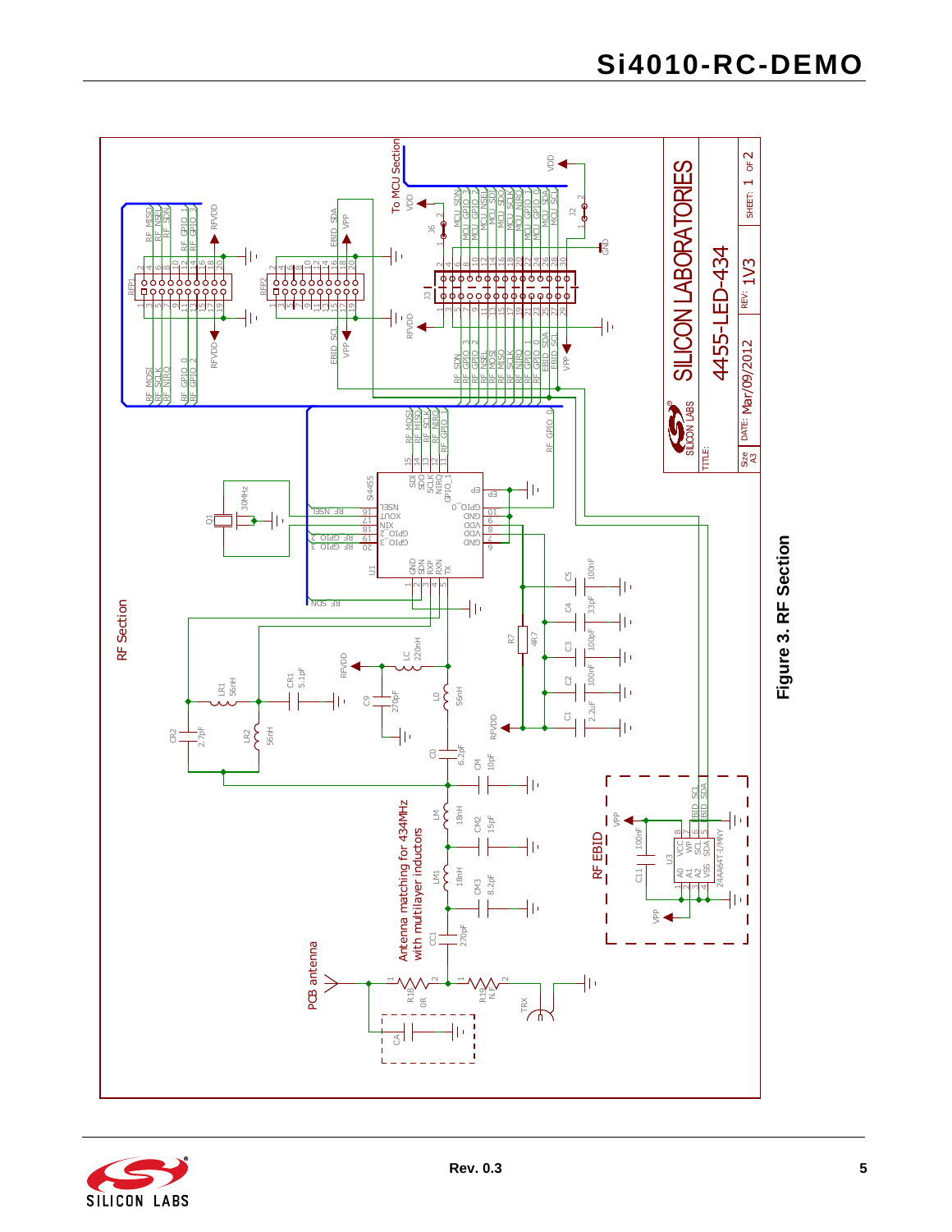Figure 3. RF Section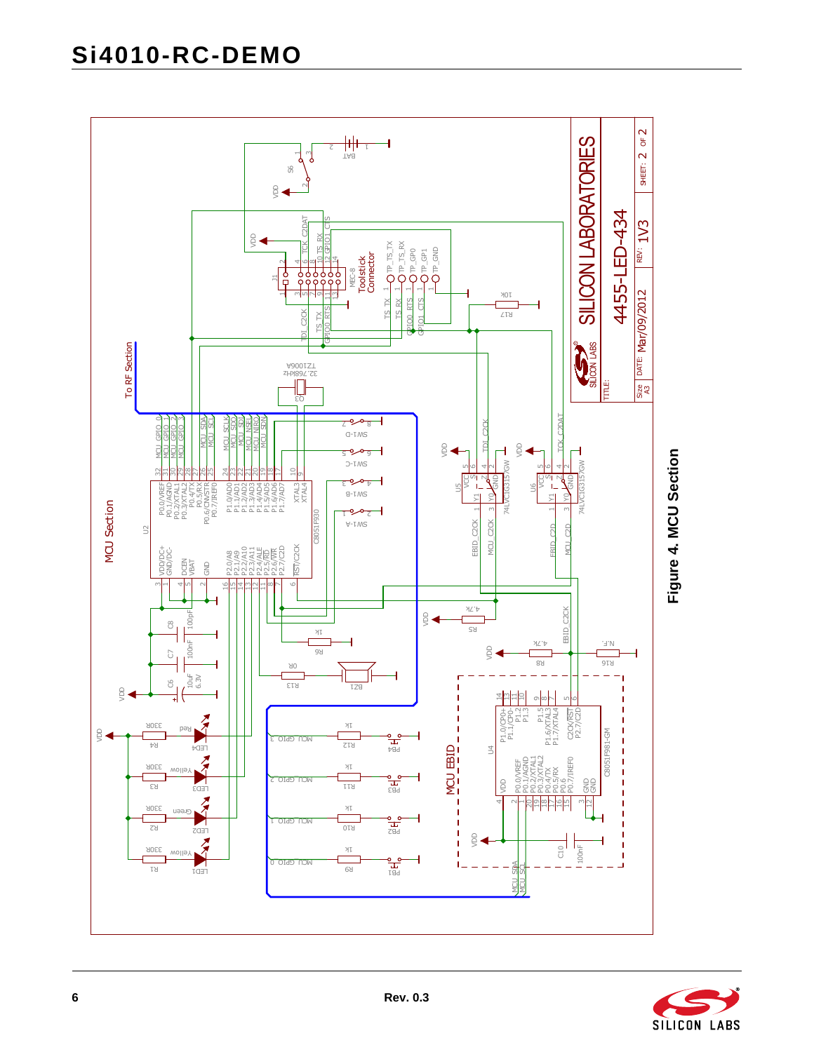Figure 4. MCU Section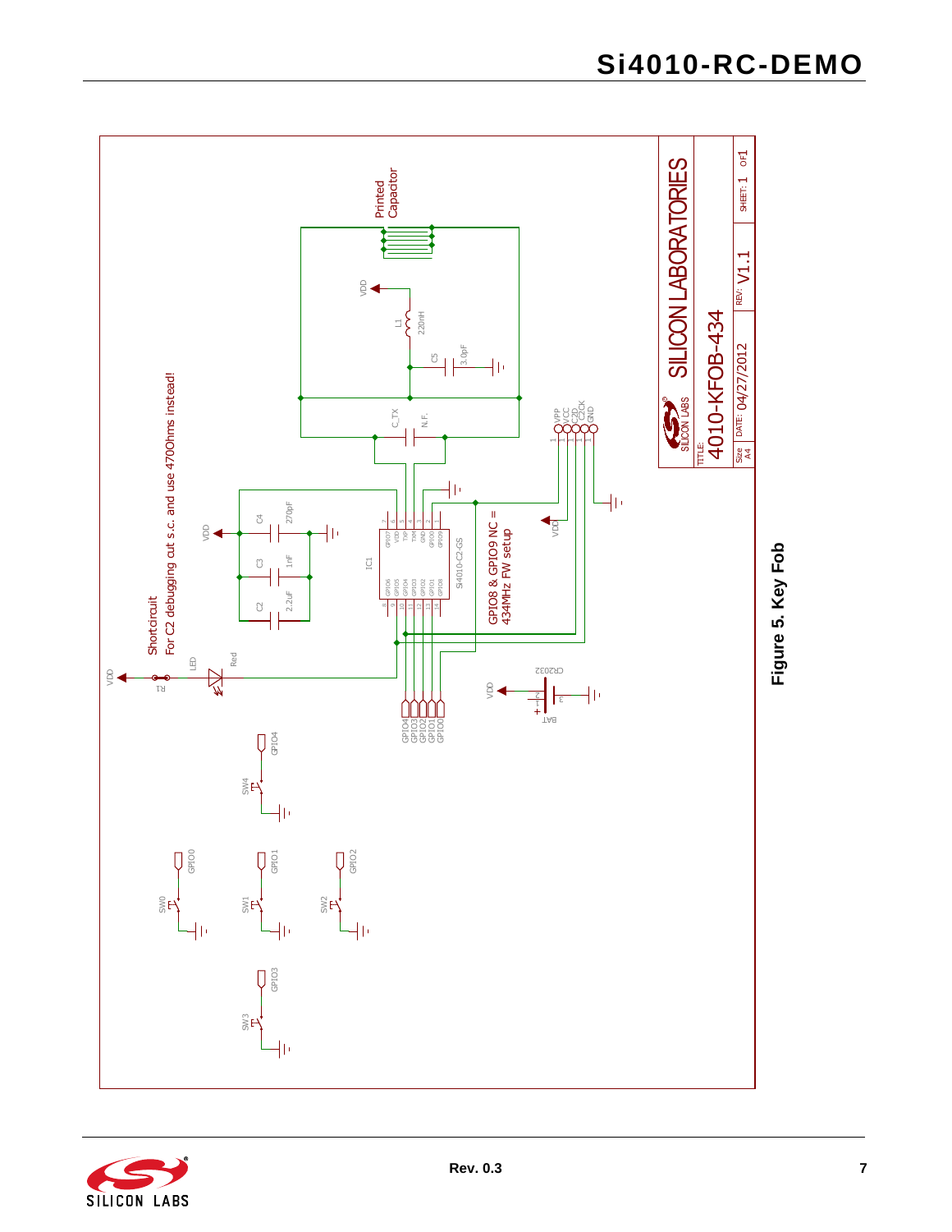Figure 5. Key Fob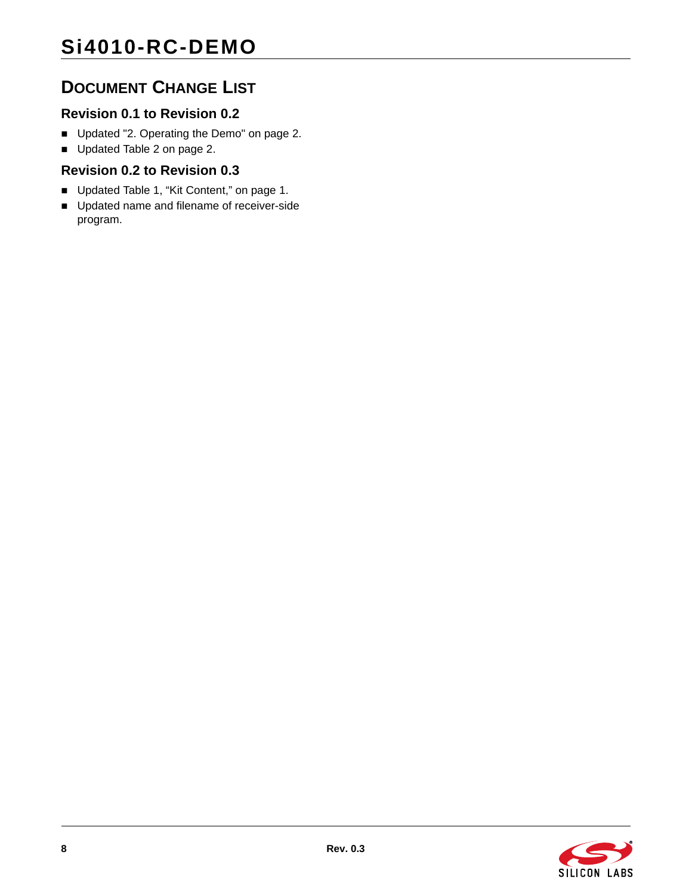## Document Change List

### Revision 0.1 to Revision 0.2

- Updated "2. Operating the Demo" on page 2.
- Updated Table 2 on page 2.

### Revision 0.2 to Revision 0.3

- Updated Table 1, “Kit Content,” on page 1.
- Updated name and filename of receiver-side program.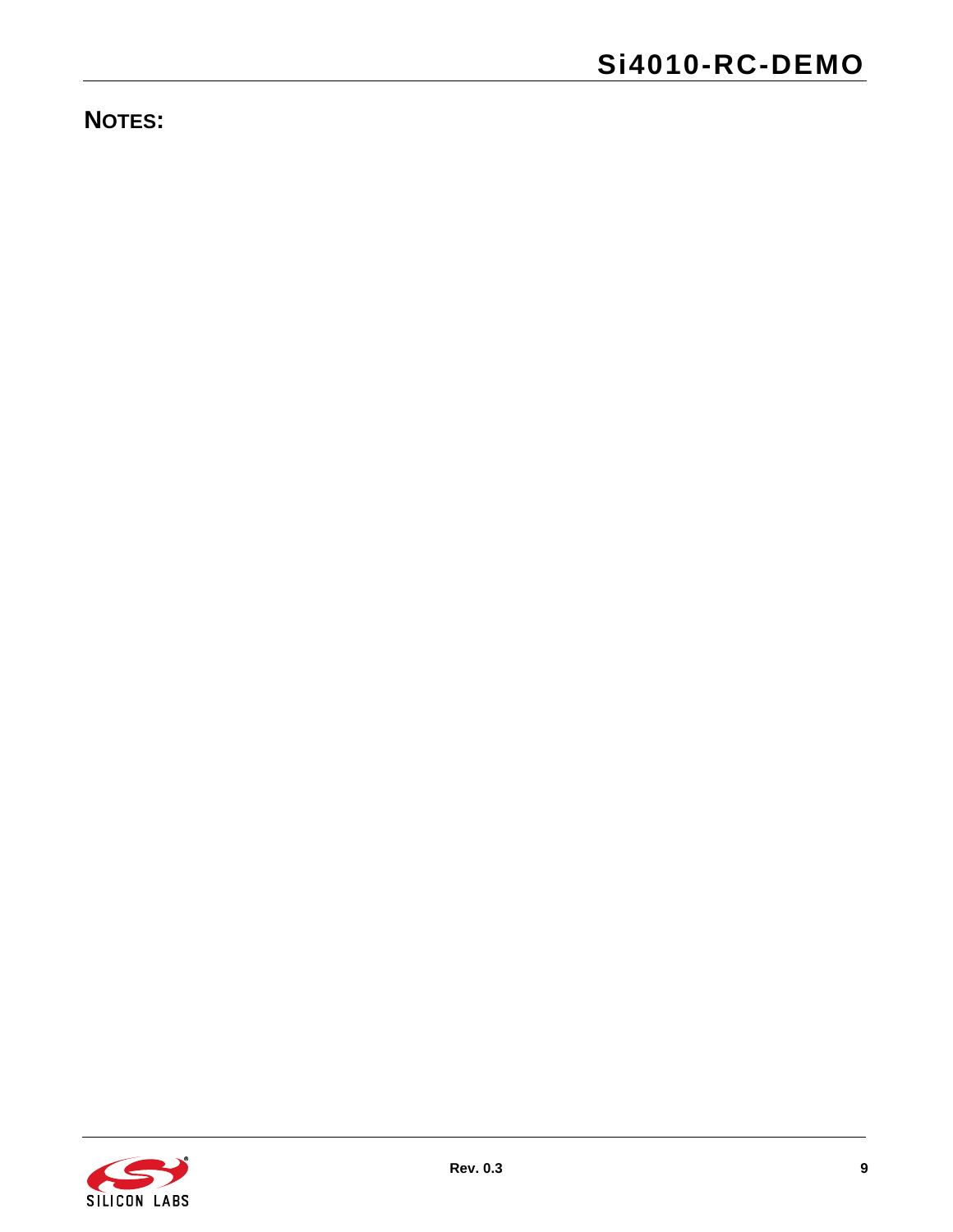## NOTES: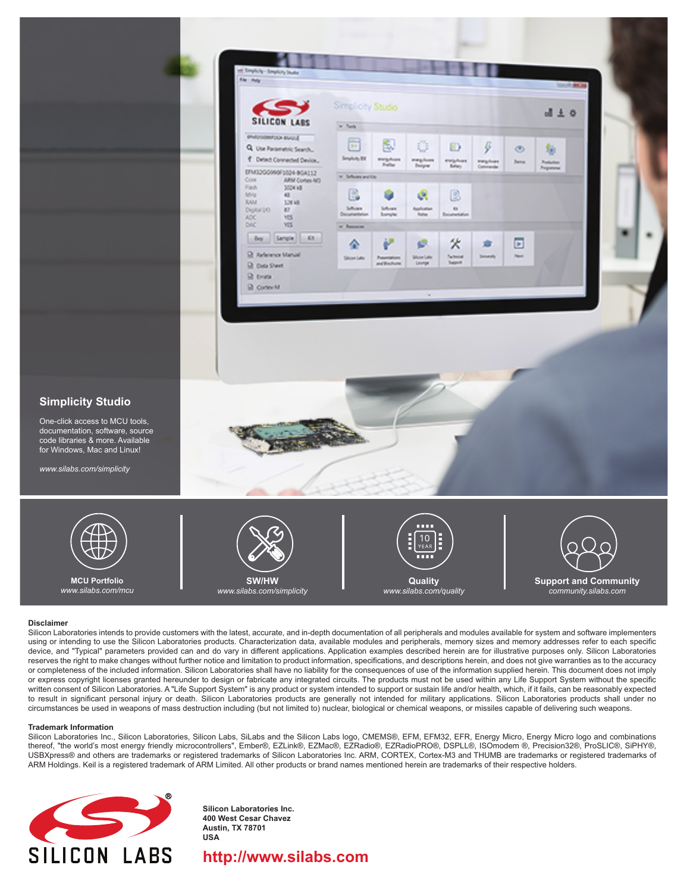## Simplicity Studio

One-click access to MCU tools, documentation, software, source code libraries & more. Available for Windows, Mac and Linux!

*www.silabs.com/simplicity*

**MCU Portfolio**
*www.silabs.com/mcu*

**SW/HW**
*www.silabs.com/simplicity*

**Quality**
*www.silabs.com/quality*

**Support and Community**
*community.silabs.com*

**Disclaimer**

Silicon Laboratories intends to provide customers with the latest, accurate, and in-depth documentation of all peripherals and modules available for system and software implementers using or intending to use the Silicon Laboratories products. Characterization data, available modules and peripherals, memory sizes and memory addresses refer to each specific device, and "Typical" parameters provided can and do vary in different applications. Application examples described herein are for illustrative purposes only. Silicon Laboratories reserves the right to make changes without further notice and limitation to product information, specifications, and descriptions herein, and does not give warranties as to the accuracy or completeness of the included information. Silicon Laboratories shall have no liability for the consequences of use of the information supplied herein. This document does not imply or express copyright licenses granted hereunder to design or fabricate any integrated circuits. The products must not be used within any Life Support System without the specific written consent of Silicon Laboratories. A "Life Support System" is any product or system intended to support or sustain life and/or health, which, if it fails, can be reasonably expected to result in significant personal injury or death. Silicon Laboratories products are generally not intended for military applications. Silicon Laboratories products shall under no circumstances be used in weapons of mass destruction including (but not limited to) nuclear, biological or chemical weapons, or missiles capable of delivering such weapons.

**Trademark Information**

Silicon Laboratories Inc., Silicon Laboratories, Silicon Labs, SiLabs and the Silicon Labs logo, CMEMS®, EFM, EFM32, EFR, Energy Micro, Energy Micro logo and combinations thereof, "the world's most energy friendly microcontrollers", Ember®, EZLink®, EZMac®, EZRadio®, EZRadioPRO®, DSPLL®, ISOmodem ®, Precision32®, ProSLIC®, SiPHY®, USBXpress® and others are trademarks or registered trademarks of Silicon Laboratories Inc. ARM, CORTEX, Cortex-M3 and THUMB are trademarks or registered trademarks of ARM Holdings. Keil is a registered trademark of ARM Limited. All other products or brand names mentioned herein are trademarks of their respective holders.

**Silicon Laboratories Inc.**
**400 West Cesar Chavez**
**Austin, TX 78701**
**USA**

**http://www.silabs.com**